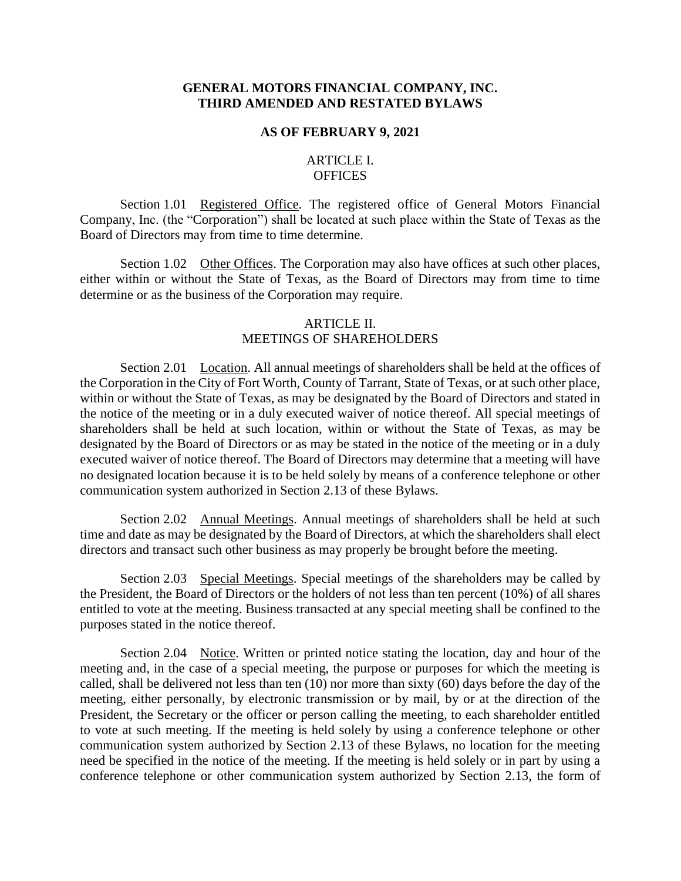# GENERAL MOTORS FINANCIAL COMPANY, INC.
# THIRD AMENDED AND RESTATED BYLAWS

**AS OF FEBRUARY 9, 2021**

## ARTICLE I.
## OFFICES

Section 1.01 Registered Office. The registered office of General Motors Financial Company, Inc. (the "Corporation") shall be located at such place within the State of Texas as the Board of Directors may from time to time determine.

Section 1.02 Other Offices. The Corporation may also have offices at such other places, either within or without the State of Texas, as the Board of Directors may from time to time determine or as the business of the Corporation may require.

## ARTICLE II.
## MEETINGS OF SHAREHOLDERS

Section 2.01 Location. All annual meetings of shareholders shall be held at the offices of the Corporation in the City of Fort Worth, County of Tarrant, State of Texas, or at such other place, within or without the State of Texas, as may be designated by the Board of Directors and stated in the notice of the meeting or in a duly executed waiver of notice thereof. All special meetings of shareholders shall be held at such location, within or without the State of Texas, as may be designated by the Board of Directors or as may be stated in the notice of the meeting or in a duly executed waiver of notice thereof. The Board of Directors may determine that a meeting will have no designated location because it is to be held solely by means of a conference telephone or other communication system authorized in Section 2.13 of these Bylaws.

Section 2.02 Annual Meetings. Annual meetings of shareholders shall be held at such time and date as may be designated by the Board of Directors, at which the shareholders shall elect directors and transact such other business as may properly be brought before the meeting.

Section 2.03 Special Meetings. Special meetings of the shareholders may be called by the President, the Board of Directors or the holders of not less than ten percent (10%) of all shares entitled to vote at the meeting. Business transacted at any special meeting shall be confined to the purposes stated in the notice thereof.

Section 2.04 Notice. Written or printed notice stating the location, day and hour of the meeting and, in the case of a special meeting, the purpose or purposes for which the meeting is called, shall be delivered not less than ten (10) nor more than sixty (60) days before the day of the meeting, either personally, by electronic transmission or by mail, by or at the direction of the President, the Secretary or the officer or person calling the meeting, to each shareholder entitled to vote at such meeting. If the meeting is held solely by using a conference telephone or other communication system authorized by Section 2.13 of these Bylaws, no location for the meeting need be specified in the notice of the meeting. If the meeting is held solely or in part by using a conference telephone or other communication system authorized by Section 2.13, the form of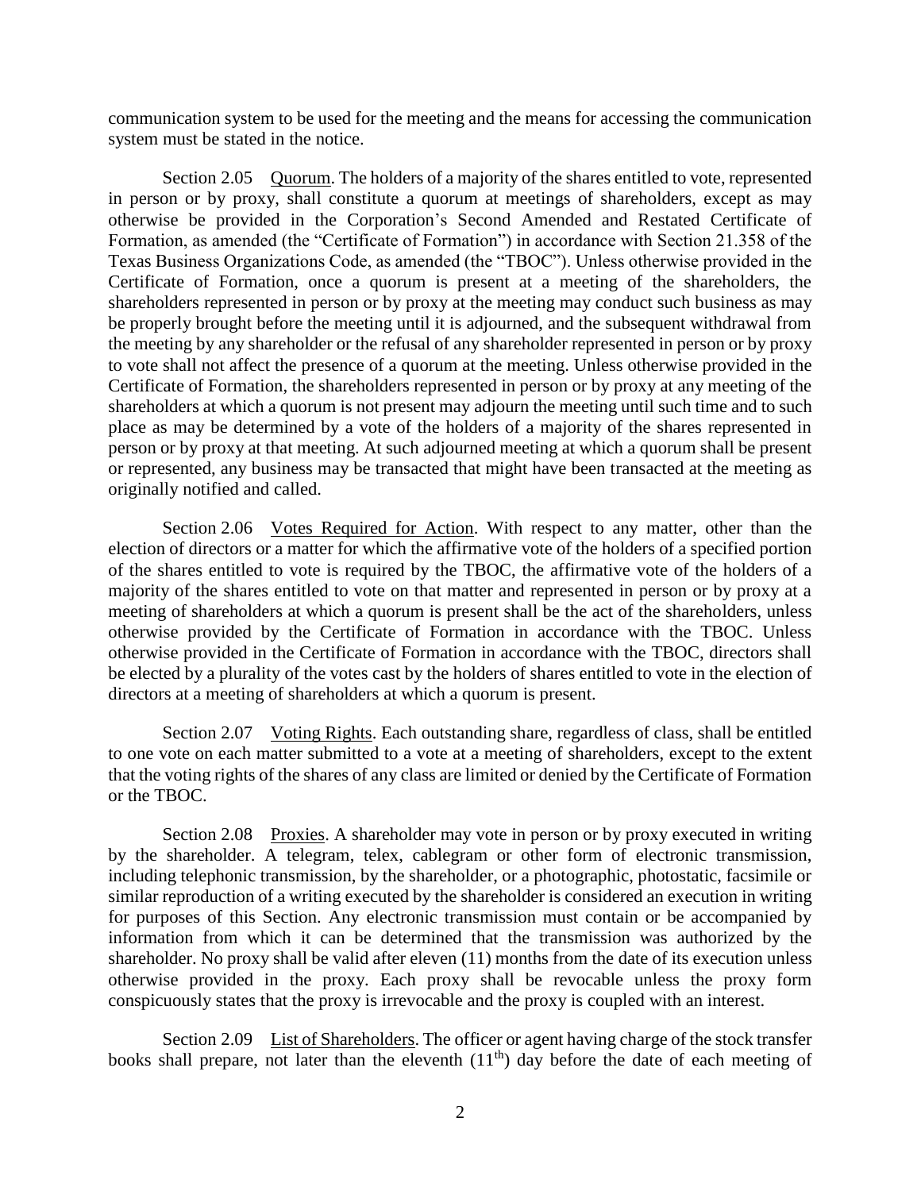communication system to be used for the meeting and the means for accessing the communication system must be stated in the notice.

Section 2.05 Quorum. The holders of a majority of the shares entitled to vote, represented in person or by proxy, shall constitute a quorum at meetings of shareholders, except as may otherwise be provided in the Corporation's Second Amended and Restated Certificate of Formation, as amended (the "Certificate of Formation") in accordance with Section 21.358 of the Texas Business Organizations Code, as amended (the "TBOC"). Unless otherwise provided in the Certificate of Formation, once a quorum is present at a meeting of the shareholders, the shareholders represented in person or by proxy at the meeting may conduct such business as may be properly brought before the meeting until it is adjourned, and the subsequent withdrawal from the meeting by any shareholder or the refusal of any shareholder represented in person or by proxy to vote shall not affect the presence of a quorum at the meeting. Unless otherwise provided in the Certificate of Formation, the shareholders represented in person or by proxy at any meeting of the shareholders at which a quorum is not present may adjourn the meeting until such time and to such place as may be determined by a vote of the holders of a majority of the shares represented in person or by proxy at that meeting. At such adjourned meeting at which a quorum shall be present or represented, any business may be transacted that might have been transacted at the meeting as originally notified and called.

Section 2.06 Votes Required for Action. With respect to any matter, other than the election of directors or a matter for which the affirmative vote of the holders of a specified portion of the shares entitled to vote is required by the TBOC, the affirmative vote of the holders of a majority of the shares entitled to vote on that matter and represented in person or by proxy at a meeting of shareholders at which a quorum is present shall be the act of the shareholders, unless otherwise provided by the Certificate of Formation in accordance with the TBOC. Unless otherwise provided in the Certificate of Formation in accordance with the TBOC, directors shall be elected by a plurality of the votes cast by the holders of shares entitled to vote in the election of directors at a meeting of shareholders at which a quorum is present.

Section 2.07 Voting Rights. Each outstanding share, regardless of class, shall be entitled to one vote on each matter submitted to a vote at a meeting of shareholders, except to the extent that the voting rights of the shares of any class are limited or denied by the Certificate of Formation or the TBOC.

Section 2.08 Proxies. A shareholder may vote in person or by proxy executed in writing by the shareholder. A telegram, telex, cablegram or other form of electronic transmission, including telephonic transmission, by the shareholder, or a photographic, photostatic, facsimile or similar reproduction of a writing executed by the shareholder is considered an execution in writing for purposes of this Section. Any electronic transmission must contain or be accompanied by information from which it can be determined that the transmission was authorized by the shareholder. No proxy shall be valid after eleven (11) months from the date of its execution unless otherwise provided in the proxy. Each proxy shall be revocable unless the proxy form conspicuously states that the proxy is irrevocable and the proxy is coupled with an interest.

Section 2.09 List of Shareholders. The officer or agent having charge of the stock transfer books shall prepare, not later than the eleventh (11th) day before the date of each meeting of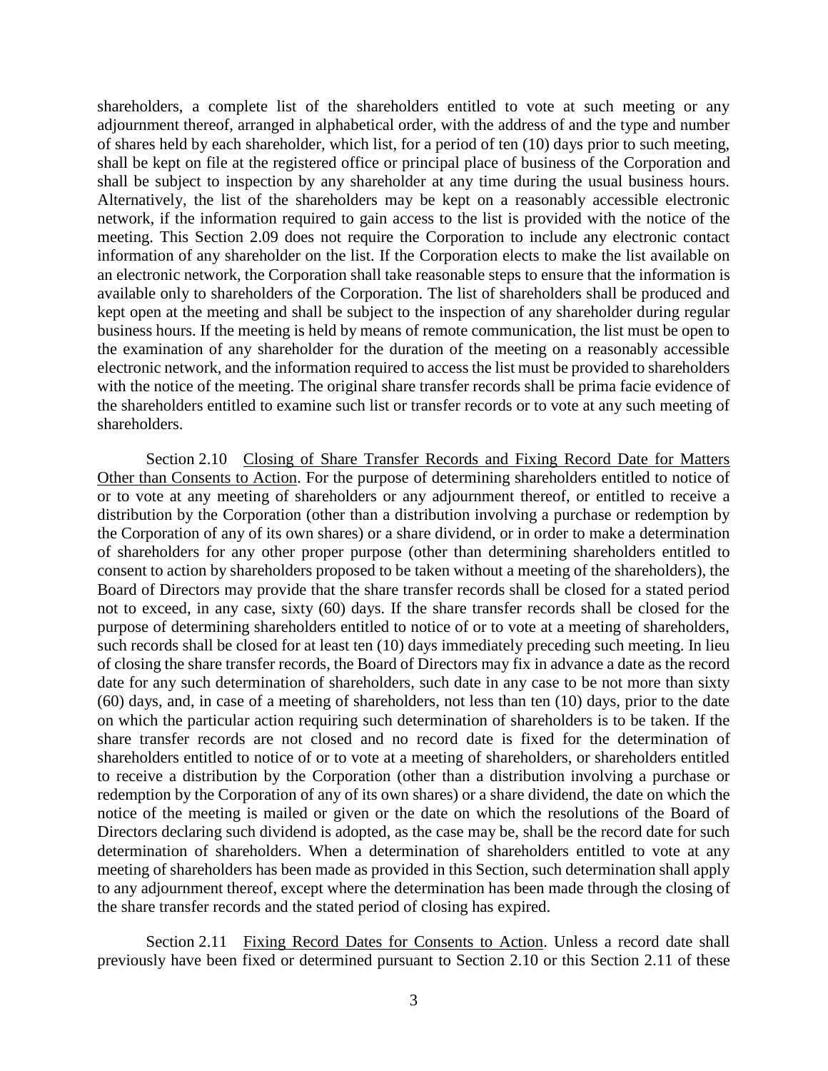shareholders, a complete list of the shareholders entitled to vote at such meeting or any adjournment thereof, arranged in alphabetical order, with the address of and the type and number of shares held by each shareholder, which list, for a period of ten (10) days prior to such meeting, shall be kept on file at the registered office or principal place of business of the Corporation and shall be subject to inspection by any shareholder at any time during the usual business hours. Alternatively, the list of the shareholders may be kept on a reasonably accessible electronic network, if the information required to gain access to the list is provided with the notice of the meeting. This Section 2.09 does not require the Corporation to include any electronic contact information of any shareholder on the list. If the Corporation elects to make the list available on an electronic network, the Corporation shall take reasonable steps to ensure that the information is available only to shareholders of the Corporation. The list of shareholders shall be produced and kept open at the meeting and shall be subject to the inspection of any shareholder during regular business hours. If the meeting is held by means of remote communication, the list must be open to the examination of any shareholder for the duration of the meeting on a reasonably accessible electronic network, and the information required to access the list must be provided to shareholders with the notice of the meeting. The original share transfer records shall be prima facie evidence of the shareholders entitled to examine such list or transfer records or to vote at any such meeting of shareholders.

Section 2.10 Closing of Share Transfer Records and Fixing Record Date for Matters Other than Consents to Action. For the purpose of determining shareholders entitled to notice of or to vote at any meeting of shareholders or any adjournment thereof, or entitled to receive a distribution by the Corporation (other than a distribution involving a purchase or redemption by the Corporation of any of its own shares) or a share dividend, or in order to make a determination of shareholders for any other proper purpose (other than determining shareholders entitled to consent to action by shareholders proposed to be taken without a meeting of the shareholders), the Board of Directors may provide that the share transfer records shall be closed for a stated period not to exceed, in any case, sixty (60) days. If the share transfer records shall be closed for the purpose of determining shareholders entitled to notice of or to vote at a meeting of shareholders, such records shall be closed for at least ten (10) days immediately preceding such meeting. In lieu of closing the share transfer records, the Board of Directors may fix in advance a date as the record date for any such determination of shareholders, such date in any case to be not more than sixty (60) days, and, in case of a meeting of shareholders, not less than ten (10) days, prior to the date on which the particular action requiring such determination of shareholders is to be taken. If the share transfer records are not closed and no record date is fixed for the determination of shareholders entitled to notice of or to vote at a meeting of shareholders, or shareholders entitled to receive a distribution by the Corporation (other than a distribution involving a purchase or redemption by the Corporation of any of its own shares) or a share dividend, the date on which the notice of the meeting is mailed or given or the date on which the resolutions of the Board of Directors declaring such dividend is adopted, as the case may be, shall be the record date for such determination of shareholders. When a determination of shareholders entitled to vote at any meeting of shareholders has been made as provided in this Section, such determination shall apply to any adjournment thereof, except where the determination has been made through the closing of the share transfer records and the stated period of closing has expired.

Section 2.11 Fixing Record Dates for Consents to Action. Unless a record date shall previously have been fixed or determined pursuant to Section 2.10 or this Section 2.11 of these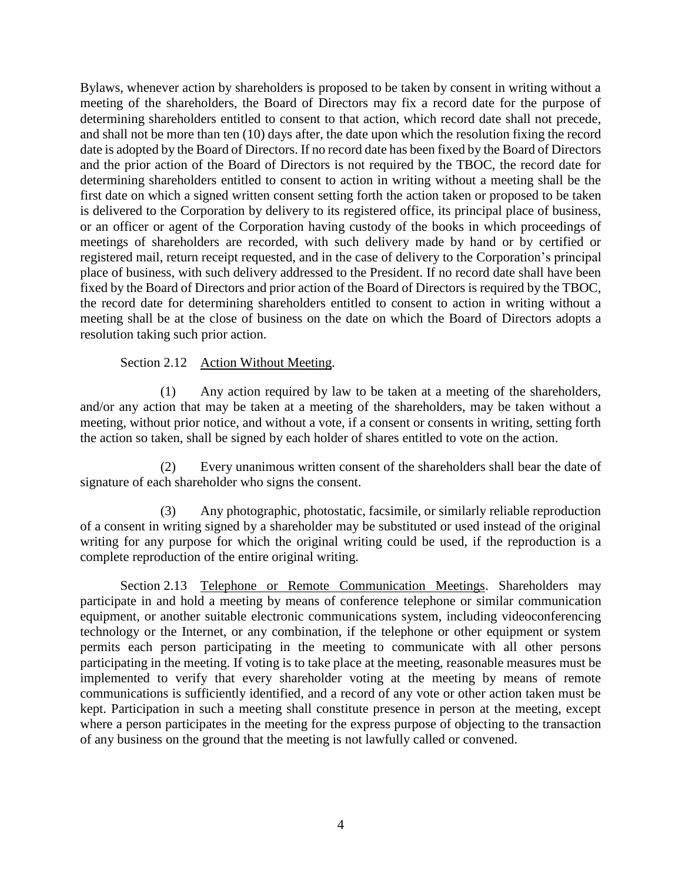Bylaws, whenever action by shareholders is proposed to be taken by consent in writing without a meeting of the shareholders, the Board of Directors may fix a record date for the purpose of determining shareholders entitled to consent to that action, which record date shall not precede, and shall not be more than ten (10) days after, the date upon which the resolution fixing the record date is adopted by the Board of Directors. If no record date has been fixed by the Board of Directors and the prior action of the Board of Directors is not required by the TBOC, the record date for determining shareholders entitled to consent to action in writing without a meeting shall be the first date on which a signed written consent setting forth the action taken or proposed to be taken is delivered to the Corporation by delivery to its registered office, its principal place of business, or an officer or agent of the Corporation having custody of the books in which proceedings of meetings of shareholders are recorded, with such delivery made by hand or by certified or registered mail, return receipt requested, and in the case of delivery to the Corporation's principal place of business, with such delivery addressed to the President. If no record date shall have been fixed by the Board of Directors and prior action of the Board of Directors is required by the TBOC, the record date for determining shareholders entitled to consent to action in writing without a meeting shall be at the close of business on the date on which the Board of Directors adopts a resolution taking such prior action.

Section 2.12 Action Without Meeting.

(1) Any action required by law to be taken at a meeting of the shareholders, and/or any action that may be taken at a meeting of the shareholders, may be taken without a meeting, without prior notice, and without a vote, if a consent or consents in writing, setting forth the action so taken, shall be signed by each holder of shares entitled to vote on the action.

(2) Every unanimous written consent of the shareholders shall bear the date of signature of each shareholder who signs the consent.

(3) Any photographic, photostatic, facsimile, or similarly reliable reproduction of a consent in writing signed by a shareholder may be substituted or used instead of the original writing for any purpose for which the original writing could be used, if the reproduction is a complete reproduction of the entire original writing.

Section 2.13 Telephone or Remote Communication Meetings. Shareholders may participate in and hold a meeting by means of conference telephone or similar communication equipment, or another suitable electronic communications system, including videoconferencing technology or the Internet, or any combination, if the telephone or other equipment or system permits each person participating in the meeting to communicate with all other persons participating in the meeting. If voting is to take place at the meeting, reasonable measures must be implemented to verify that every shareholder voting at the meeting by means of remote communications is sufficiently identified, and a record of any vote or other action taken must be kept. Participation in such a meeting shall constitute presence in person at the meeting, except where a person participates in the meeting for the express purpose of objecting to the transaction of any business on the ground that the meeting is not lawfully called or convened.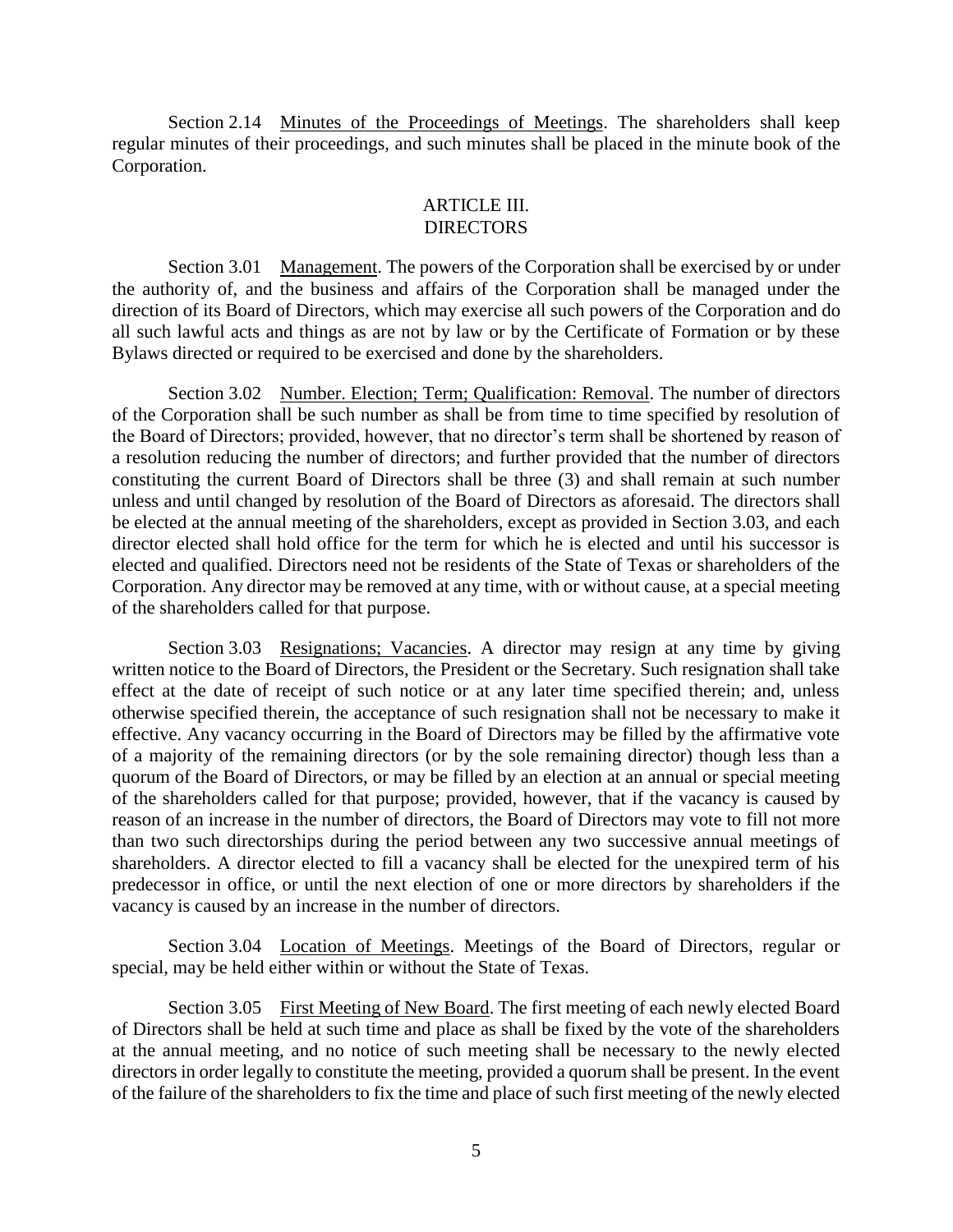Section 2.14 Minutes of the Proceedings of Meetings. The shareholders shall keep regular minutes of their proceedings, and such minutes shall be placed in the minute book of the Corporation.

## ARTICLE III.
## DIRECTORS

Section 3.01 Management. The powers of the Corporation shall be exercised by or under the authority of, and the business and affairs of the Corporation shall be managed under the direction of its Board of Directors, which may exercise all such powers of the Corporation and do all such lawful acts and things as are not by law or by the Certificate of Formation or by these Bylaws directed or required to be exercised and done by the shareholders.

Section 3.02 Number. Election; Term; Qualification: Removal. The number of directors of the Corporation shall be such number as shall be from time to time specified by resolution of the Board of Directors; provided, however, that no director's term shall be shortened by reason of a resolution reducing the number of directors; and further provided that the number of directors constituting the current Board of Directors shall be three (3) and shall remain at such number unless and until changed by resolution of the Board of Directors as aforesaid. The directors shall be elected at the annual meeting of the shareholders, except as provided in Section 3.03, and each director elected shall hold office for the term for which he is elected and until his successor is elected and qualified. Directors need not be residents of the State of Texas or shareholders of the Corporation. Any director may be removed at any time, with or without cause, at a special meeting of the shareholders called for that purpose.

Section 3.03 Resignations; Vacancies. A director may resign at any time by giving written notice to the Board of Directors, the President or the Secretary. Such resignation shall take effect at the date of receipt of such notice or at any later time specified therein; and, unless otherwise specified therein, the acceptance of such resignation shall not be necessary to make it effective. Any vacancy occurring in the Board of Directors may be filled by the affirmative vote of a majority of the remaining directors (or by the sole remaining director) though less than a quorum of the Board of Directors, or may be filled by an election at an annual or special meeting of the shareholders called for that purpose; provided, however, that if the vacancy is caused by reason of an increase in the number of directors, the Board of Directors may vote to fill not more than two such directorships during the period between any two successive annual meetings of shareholders. A director elected to fill a vacancy shall be elected for the unexpired term of his predecessor in office, or until the next election of one or more directors by shareholders if the vacancy is caused by an increase in the number of directors.

Section 3.04 Location of Meetings. Meetings of the Board of Directors, regular or special, may be held either within or without the State of Texas.

Section 3.05 First Meeting of New Board. The first meeting of each newly elected Board of Directors shall be held at such time and place as shall be fixed by the vote of the shareholders at the annual meeting, and no notice of such meeting shall be necessary to the newly elected directors in order legally to constitute the meeting, provided a quorum shall be present. In the event of the failure of the shareholders to fix the time and place of such first meeting of the newly elected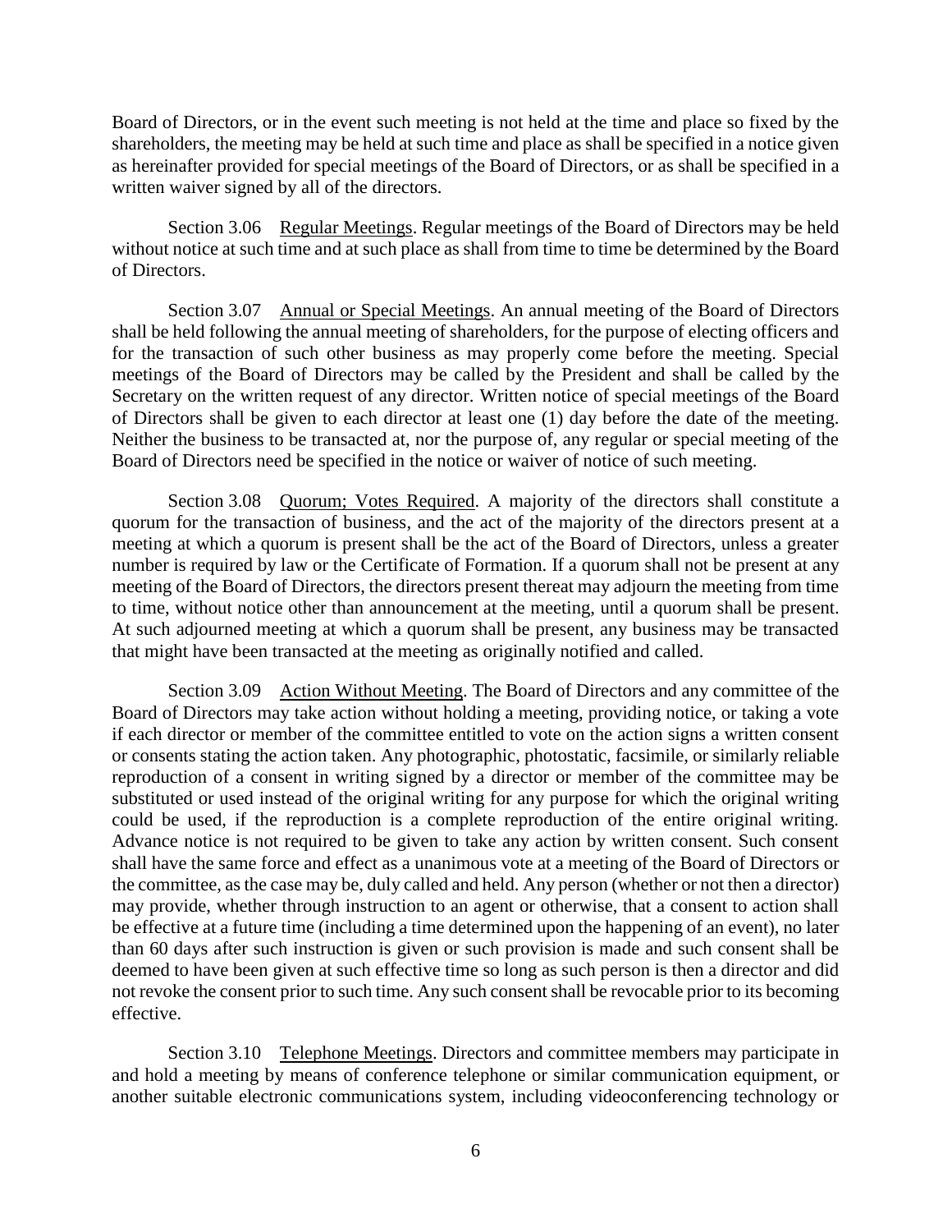Board of Directors, or in the event such meeting is not held at the time and place so fixed by the shareholders, the meeting may be held at such time and place as shall be specified in a notice given as hereinafter provided for special meetings of the Board of Directors, or as shall be specified in a written waiver signed by all of the directors.

Section 3.06 Regular Meetings. Regular meetings of the Board of Directors may be held without notice at such time and at such place as shall from time to time be determined by the Board of Directors.

Section 3.07 Annual or Special Meetings. An annual meeting of the Board of Directors shall be held following the annual meeting of shareholders, for the purpose of electing officers and for the transaction of such other business as may properly come before the meeting. Special meetings of the Board of Directors may be called by the President and shall be called by the Secretary on the written request of any director. Written notice of special meetings of the Board of Directors shall be given to each director at least one (1) day before the date of the meeting. Neither the business to be transacted at, nor the purpose of, any regular or special meeting of the Board of Directors need be specified in the notice or waiver of notice of such meeting.

Section 3.08 Quorum; Votes Required. A majority of the directors shall constitute a quorum for the transaction of business, and the act of the majority of the directors present at a meeting at which a quorum is present shall be the act of the Board of Directors, unless a greater number is required by law or the Certificate of Formation. If a quorum shall not be present at any meeting of the Board of Directors, the directors present thereat may adjourn the meeting from time to time, without notice other than announcement at the meeting, until a quorum shall be present. At such adjourned meeting at which a quorum shall be present, any business may be transacted that might have been transacted at the meeting as originally notified and called.

Section 3.09 Action Without Meeting. The Board of Directors and any committee of the Board of Directors may take action without holding a meeting, providing notice, or taking a vote if each director or member of the committee entitled to vote on the action signs a written consent or consents stating the action taken. Any photographic, photostatic, facsimile, or similarly reliable reproduction of a consent in writing signed by a director or member of the committee may be substituted or used instead of the original writing for any purpose for which the original writing could be used, if the reproduction is a complete reproduction of the entire original writing. Advance notice is not required to be given to take any action by written consent. Such consent shall have the same force and effect as a unanimous vote at a meeting of the Board of Directors or the committee, as the case may be, duly called and held. Any person (whether or not then a director) may provide, whether through instruction to an agent or otherwise, that a consent to action shall be effective at a future time (including a time determined upon the happening of an event), no later than 60 days after such instruction is given or such provision is made and such consent shall be deemed to have been given at such effective time so long as such person is then a director and did not revoke the consent prior to such time. Any such consent shall be revocable prior to its becoming effective.

Section 3.10 Telephone Meetings. Directors and committee members may participate in and hold a meeting by means of conference telephone or similar communication equipment, or another suitable electronic communications system, including videoconferencing technology or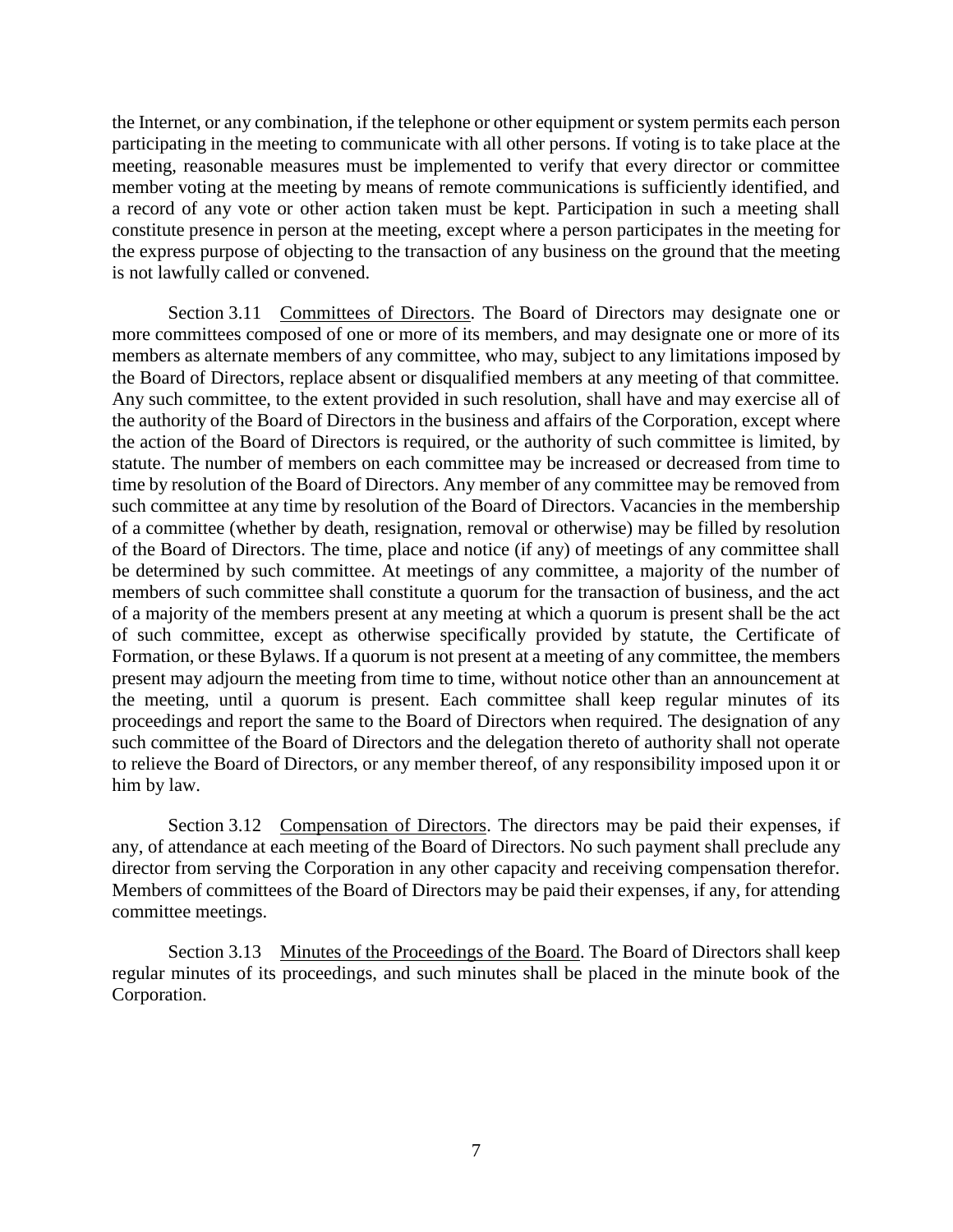the Internet, or any combination, if the telephone or other equipment or system permits each person participating in the meeting to communicate with all other persons. If voting is to take place at the meeting, reasonable measures must be implemented to verify that every director or committee member voting at the meeting by means of remote communications is sufficiently identified, and a record of any vote or other action taken must be kept. Participation in such a meeting shall constitute presence in person at the meeting, except where a person participates in the meeting for the express purpose of objecting to the transaction of any business on the ground that the meeting is not lawfully called or convened.

Section 3.11 Committees of Directors. The Board of Directors may designate one or more committees composed of one or more of its members, and may designate one or more of its members as alternate members of any committee, who may, subject to any limitations imposed by the Board of Directors, replace absent or disqualified members at any meeting of that committee. Any such committee, to the extent provided in such resolution, shall have and may exercise all of the authority of the Board of Directors in the business and affairs of the Corporation, except where the action of the Board of Directors is required, or the authority of such committee is limited, by statute. The number of members on each committee may be increased or decreased from time to time by resolution of the Board of Directors. Any member of any committee may be removed from such committee at any time by resolution of the Board of Directors. Vacancies in the membership of a committee (whether by death, resignation, removal or otherwise) may be filled by resolution of the Board of Directors. The time, place and notice (if any) of meetings of any committee shall be determined by such committee. At meetings of any committee, a majority of the number of members of such committee shall constitute a quorum for the transaction of business, and the act of a majority of the members present at any meeting at which a quorum is present shall be the act of such committee, except as otherwise specifically provided by statute, the Certificate of Formation, or these Bylaws. If a quorum is not present at a meeting of any committee, the members present may adjourn the meeting from time to time, without notice other than an announcement at the meeting, until a quorum is present. Each committee shall keep regular minutes of its proceedings and report the same to the Board of Directors when required. The designation of any such committee of the Board of Directors and the delegation thereto of authority shall not operate to relieve the Board of Directors, or any member thereof, of any responsibility imposed upon it or him by law.

Section 3.12 Compensation of Directors. The directors may be paid their expenses, if any, of attendance at each meeting of the Board of Directors. No such payment shall preclude any director from serving the Corporation in any other capacity and receiving compensation therefor. Members of committees of the Board of Directors may be paid their expenses, if any, for attending committee meetings.

Section 3.13 Minutes of the Proceedings of the Board. The Board of Directors shall keep regular minutes of its proceedings, and such minutes shall be placed in the minute book of the Corporation.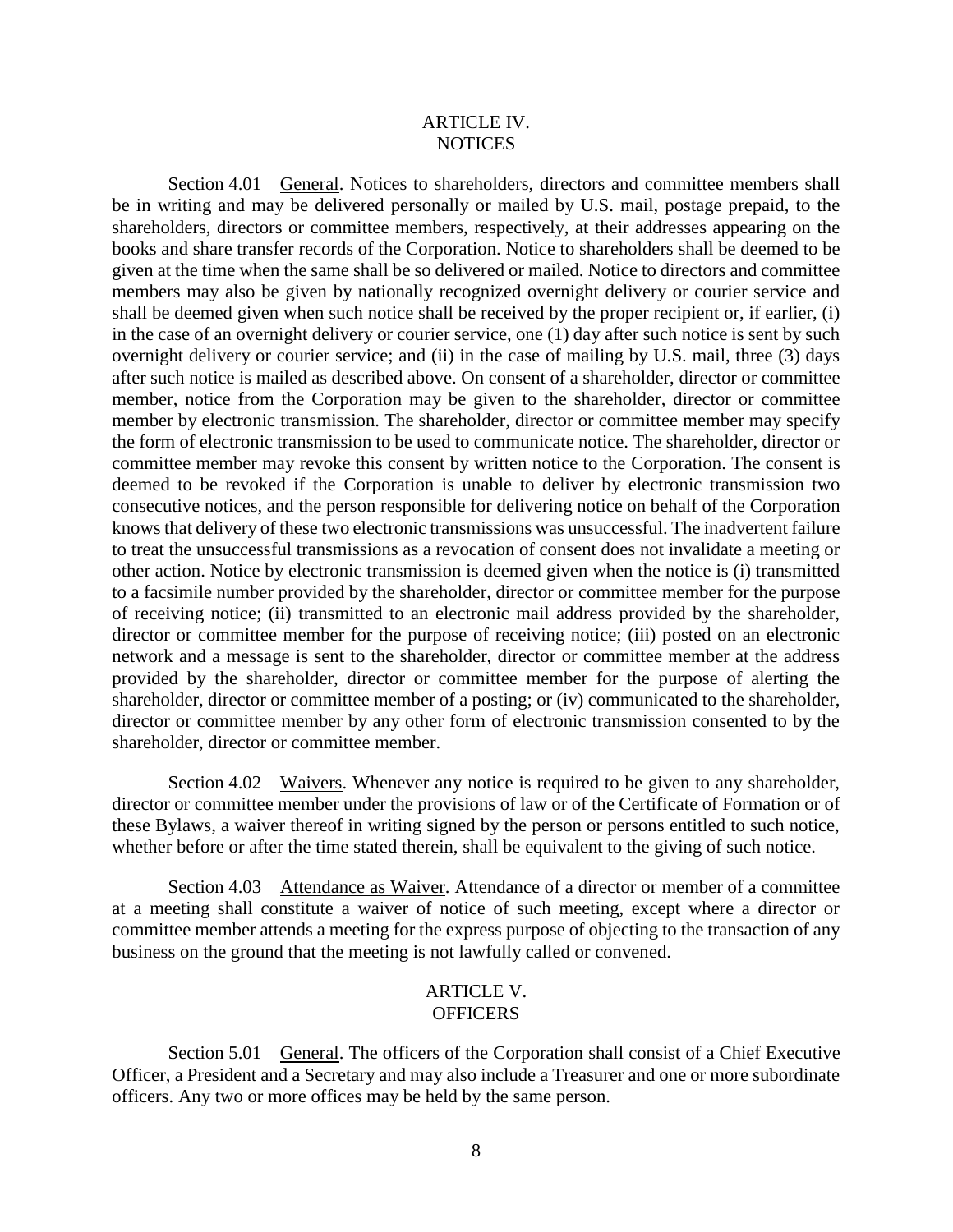## ARTICLE IV.
## NOTICES

Section 4.01 General. Notices to shareholders, directors and committee members shall be in writing and may be delivered personally or mailed by U.S. mail, postage prepaid, to the shareholders, directors or committee members, respectively, at their addresses appearing on the books and share transfer records of the Corporation. Notice to shareholders shall be deemed to be given at the time when the same shall be so delivered or mailed. Notice to directors and committee members may also be given by nationally recognized overnight delivery or courier service and shall be deemed given when such notice shall be received by the proper recipient or, if earlier, (i) in the case of an overnight delivery or courier service, one (1) day after such notice is sent by such overnight delivery or courier service; and (ii) in the case of mailing by U.S. mail, three (3) days after such notice is mailed as described above. On consent of a shareholder, director or committee member, notice from the Corporation may be given to the shareholder, director or committee member by electronic transmission. The shareholder, director or committee member may specify the form of electronic transmission to be used to communicate notice. The shareholder, director or committee member may revoke this consent by written notice to the Corporation. The consent is deemed to be revoked if the Corporation is unable to deliver by electronic transmission two consecutive notices, and the person responsible for delivering notice on behalf of the Corporation knows that delivery of these two electronic transmissions was unsuccessful. The inadvertent failure to treat the unsuccessful transmissions as a revocation of consent does not invalidate a meeting or other action. Notice by electronic transmission is deemed given when the notice is (i) transmitted to a facsimile number provided by the shareholder, director or committee member for the purpose of receiving notice; (ii) transmitted to an electronic mail address provided by the shareholder, director or committee member for the purpose of receiving notice; (iii) posted on an electronic network and a message is sent to the shareholder, director or committee member at the address provided by the shareholder, director or committee member for the purpose of alerting the shareholder, director or committee member of a posting; or (iv) communicated to the shareholder, director or committee member by any other form of electronic transmission consented to by the shareholder, director or committee member.

Section 4.02 Waivers. Whenever any notice is required to be given to any shareholder, director or committee member under the provisions of law or of the Certificate of Formation or of these Bylaws, a waiver thereof in writing signed by the person or persons entitled to such notice, whether before or after the time stated therein, shall be equivalent to the giving of such notice.

Section 4.03 Attendance as Waiver. Attendance of a director or member of a committee at a meeting shall constitute a waiver of notice of such meeting, except where a director or committee member attends a meeting for the express purpose of objecting to the transaction of any business on the ground that the meeting is not lawfully called or convened.

## ARTICLE V.
## OFFICERS

Section 5.01 General. The officers of the Corporation shall consist of a Chief Executive Officer, a President and a Secretary and may also include a Treasurer and one or more subordinate officers. Any two or more offices may be held by the same person.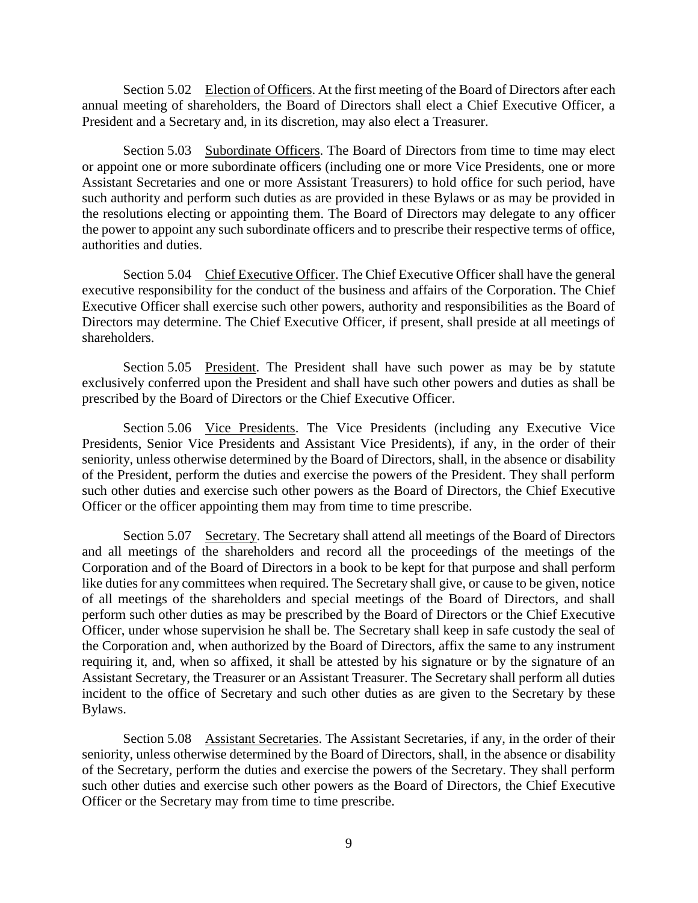Section 5.02 Election of Officers. At the first meeting of the Board of Directors after each annual meeting of shareholders, the Board of Directors shall elect a Chief Executive Officer, a President and a Secretary and, in its discretion, may also elect a Treasurer.

Section 5.03 Subordinate Officers. The Board of Directors from time to time may elect or appoint one or more subordinate officers (including one or more Vice Presidents, one or more Assistant Secretaries and one or more Assistant Treasurers) to hold office for such period, have such authority and perform such duties as are provided in these Bylaws or as may be provided in the resolutions electing or appointing them. The Board of Directors may delegate to any officer the power to appoint any such subordinate officers and to prescribe their respective terms of office, authorities and duties.

Section 5.04 Chief Executive Officer. The Chief Executive Officer shall have the general executive responsibility for the conduct of the business and affairs of the Corporation. The Chief Executive Officer shall exercise such other powers, authority and responsibilities as the Board of Directors may determine. The Chief Executive Officer, if present, shall preside at all meetings of shareholders.

Section 5.05 President. The President shall have such power as may be by statute exclusively conferred upon the President and shall have such other powers and duties as shall be prescribed by the Board of Directors or the Chief Executive Officer.

Section 5.06 Vice Presidents. The Vice Presidents (including any Executive Vice Presidents, Senior Vice Presidents and Assistant Vice Presidents), if any, in the order of their seniority, unless otherwise determined by the Board of Directors, shall, in the absence or disability of the President, perform the duties and exercise the powers of the President. They shall perform such other duties and exercise such other powers as the Board of Directors, the Chief Executive Officer or the officer appointing them may from time to time prescribe.

Section 5.07 Secretary. The Secretary shall attend all meetings of the Board of Directors and all meetings of the shareholders and record all the proceedings of the meetings of the Corporation and of the Board of Directors in a book to be kept for that purpose and shall perform like duties for any committees when required. The Secretary shall give, or cause to be given, notice of all meetings of the shareholders and special meetings of the Board of Directors, and shall perform such other duties as may be prescribed by the Board of Directors or the Chief Executive Officer, under whose supervision he shall be. The Secretary shall keep in safe custody the seal of the Corporation and, when authorized by the Board of Directors, affix the same to any instrument requiring it, and, when so affixed, it shall be attested by his signature or by the signature of an Assistant Secretary, the Treasurer or an Assistant Treasurer. The Secretary shall perform all duties incident to the office of Secretary and such other duties as are given to the Secretary by these Bylaws.

Section 5.08 Assistant Secretaries. The Assistant Secretaries, if any, in the order of their seniority, unless otherwise determined by the Board of Directors, shall, in the absence or disability of the Secretary, perform the duties and exercise the powers of the Secretary. They shall perform such other duties and exercise such other powers as the Board of Directors, the Chief Executive Officer or the Secretary may from time to time prescribe.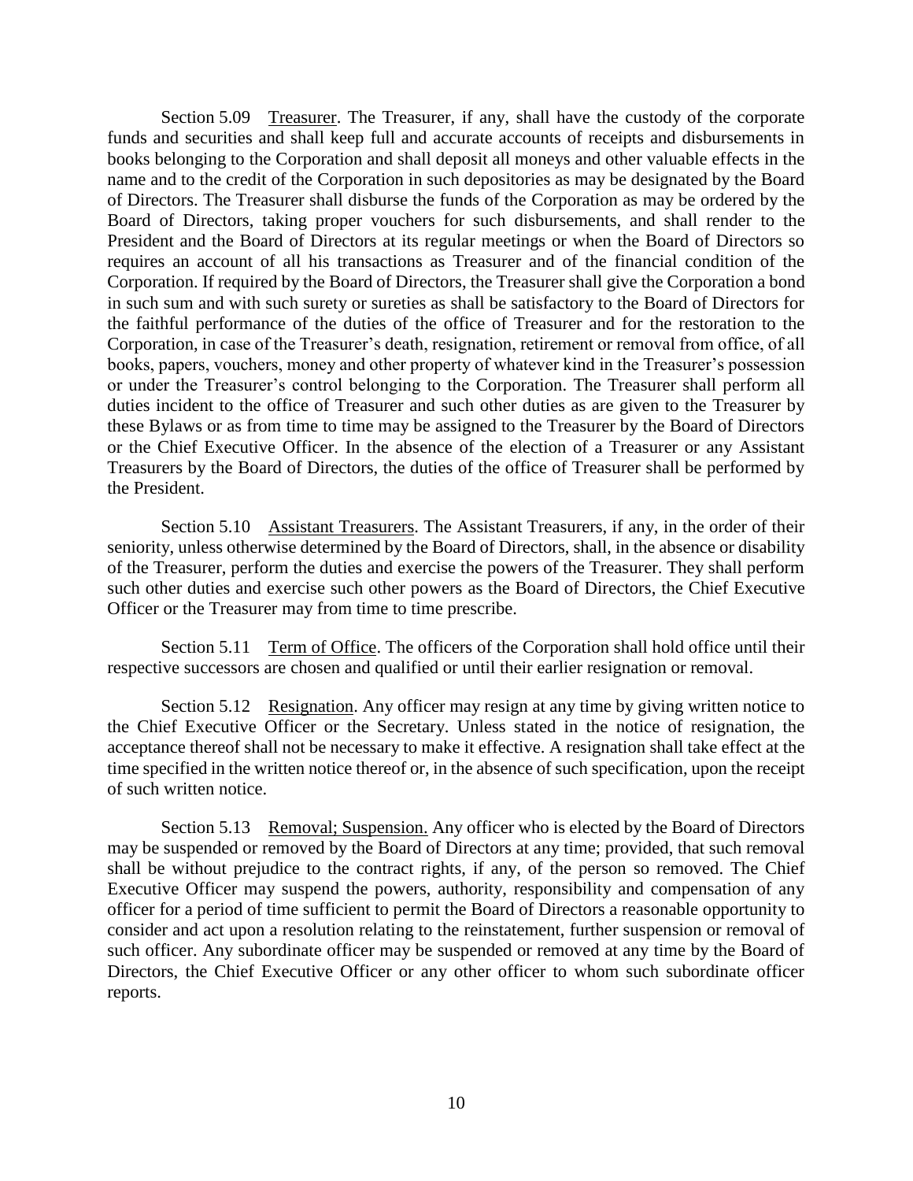Section 5.09 Treasurer. The Treasurer, if any, shall have the custody of the corporate funds and securities and shall keep full and accurate accounts of receipts and disbursements in books belonging to the Corporation and shall deposit all moneys and other valuable effects in the name and to the credit of the Corporation in such depositories as may be designated by the Board of Directors. The Treasurer shall disburse the funds of the Corporation as may be ordered by the Board of Directors, taking proper vouchers for such disbursements, and shall render to the President and the Board of Directors at its regular meetings or when the Board of Directors so requires an account of all his transactions as Treasurer and of the financial condition of the Corporation. If required by the Board of Directors, the Treasurer shall give the Corporation a bond in such sum and with such surety or sureties as shall be satisfactory to the Board of Directors for the faithful performance of the duties of the office of Treasurer and for the restoration to the Corporation, in case of the Treasurer's death, resignation, retirement or removal from office, of all books, papers, vouchers, money and other property of whatever kind in the Treasurer's possession or under the Treasurer's control belonging to the Corporation. The Treasurer shall perform all duties incident to the office of Treasurer and such other duties as are given to the Treasurer by these Bylaws or as from time to time may be assigned to the Treasurer by the Board of Directors or the Chief Executive Officer. In the absence of the election of a Treasurer or any Assistant Treasurers by the Board of Directors, the duties of the office of Treasurer shall be performed by the President.

Section 5.10 Assistant Treasurers. The Assistant Treasurers, if any, in the order of their seniority, unless otherwise determined by the Board of Directors, shall, in the absence or disability of the Treasurer, perform the duties and exercise the powers of the Treasurer. They shall perform such other duties and exercise such other powers as the Board of Directors, the Chief Executive Officer or the Treasurer may from time to time prescribe.

Section 5.11 Term of Office. The officers of the Corporation shall hold office until their respective successors are chosen and qualified or until their earlier resignation or removal.

Section 5.12 Resignation. Any officer may resign at any time by giving written notice to the Chief Executive Officer or the Secretary. Unless stated in the notice of resignation, the acceptance thereof shall not be necessary to make it effective. A resignation shall take effect at the time specified in the written notice thereof or, in the absence of such specification, upon the receipt of such written notice.

Section 5.13 Removal; Suspension. Any officer who is elected by the Board of Directors may be suspended or removed by the Board of Directors at any time; provided, that such removal shall be without prejudice to the contract rights, if any, of the person so removed. The Chief Executive Officer may suspend the powers, authority, responsibility and compensation of any officer for a period of time sufficient to permit the Board of Directors a reasonable opportunity to consider and act upon a resolution relating to the reinstatement, further suspension or removal of such officer. Any subordinate officer may be suspended or removed at any time by the Board of Directors, the Chief Executive Officer or any other officer to whom such subordinate officer reports.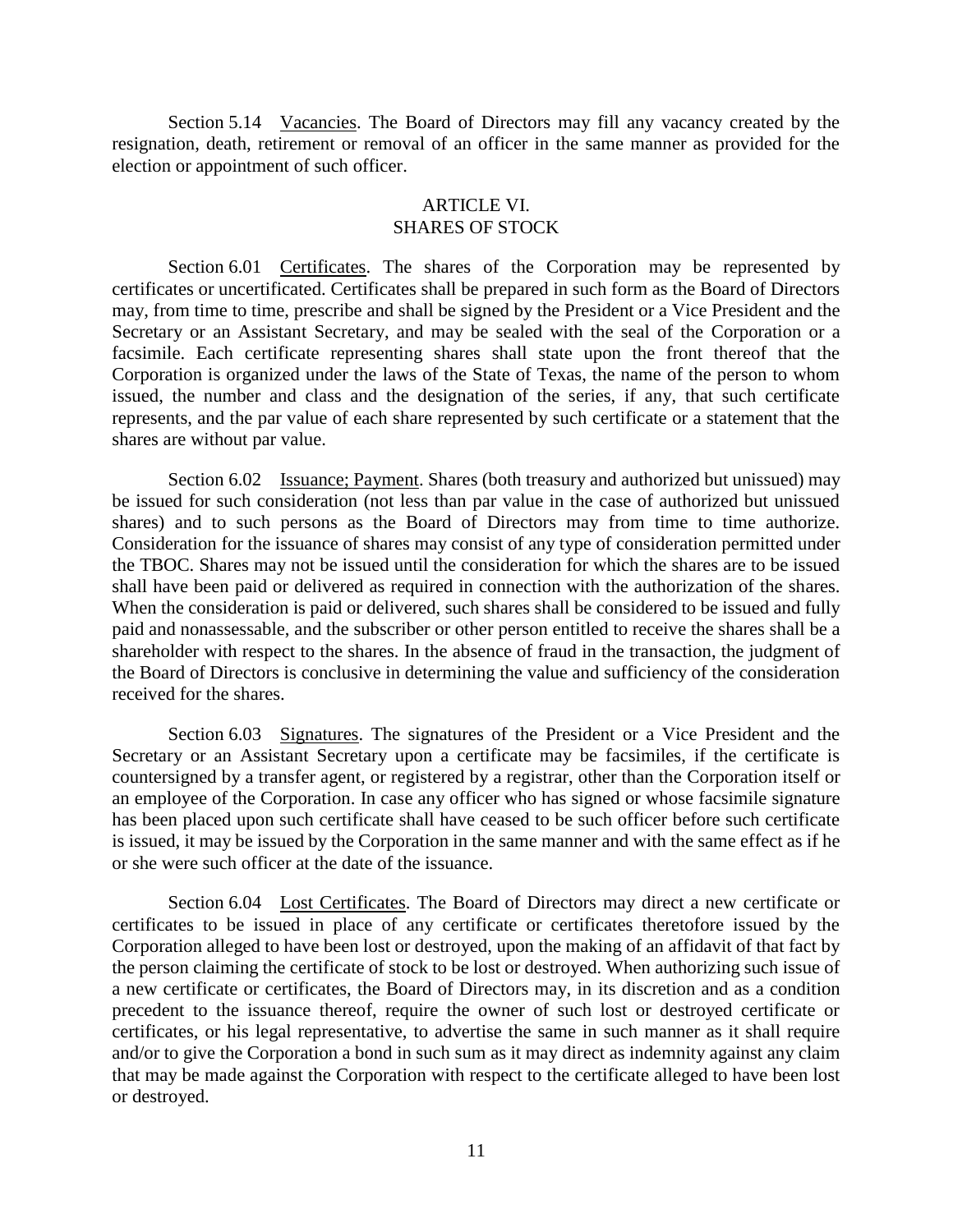Section 5.14 Vacancies. The Board of Directors may fill any vacancy created by the resignation, death, retirement or removal of an officer in the same manner as provided for the election or appointment of such officer.

## ARTICLE VI. SHARES OF STOCK

Section 6.01 Certificates. The shares of the Corporation may be represented by certificates or uncertificated. Certificates shall be prepared in such form as the Board of Directors may, from time to time, prescribe and shall be signed by the President or a Vice President and the Secretary or an Assistant Secretary, and may be sealed with the seal of the Corporation or a facsimile. Each certificate representing shares shall state upon the front thereof that the Corporation is organized under the laws of the State of Texas, the name of the person to whom issued, the number and class and the designation of the series, if any, that such certificate represents, and the par value of each share represented by such certificate or a statement that the shares are without par value.

Section 6.02 Issuance; Payment. Shares (both treasury and authorized but unissued) may be issued for such consideration (not less than par value in the case of authorized but unissued shares) and to such persons as the Board of Directors may from time to time authorize. Consideration for the issuance of shares may consist of any type of consideration permitted under the TBOC. Shares may not be issued until the consideration for which the shares are to be issued shall have been paid or delivered as required in connection with the authorization of the shares. When the consideration is paid or delivered, such shares shall be considered to be issued and fully paid and nonassessable, and the subscriber or other person entitled to receive the shares shall be a shareholder with respect to the shares. In the absence of fraud in the transaction, the judgment of the Board of Directors is conclusive in determining the value and sufficiency of the consideration received for the shares.

Section 6.03 Signatures. The signatures of the President or a Vice President and the Secretary or an Assistant Secretary upon a certificate may be facsimiles, if the certificate is countersigned by a transfer agent, or registered by a registrar, other than the Corporation itself or an employee of the Corporation. In case any officer who has signed or whose facsimile signature has been placed upon such certificate shall have ceased to be such officer before such certificate is issued, it may be issued by the Corporation in the same manner and with the same effect as if he or she were such officer at the date of the issuance.

Section 6.04 Lost Certificates. The Board of Directors may direct a new certificate or certificates to be issued in place of any certificate or certificates theretofore issued by the Corporation alleged to have been lost or destroyed, upon the making of an affidavit of that fact by the person claiming the certificate of stock to be lost or destroyed. When authorizing such issue of a new certificate or certificates, the Board of Directors may, in its discretion and as a condition precedent to the issuance thereof, require the owner of such lost or destroyed certificate or certificates, or his legal representative, to advertise the same in such manner as it shall require and/or to give the Corporation a bond in such sum as it may direct as indemnity against any claim that may be made against the Corporation with respect to the certificate alleged to have been lost or destroyed.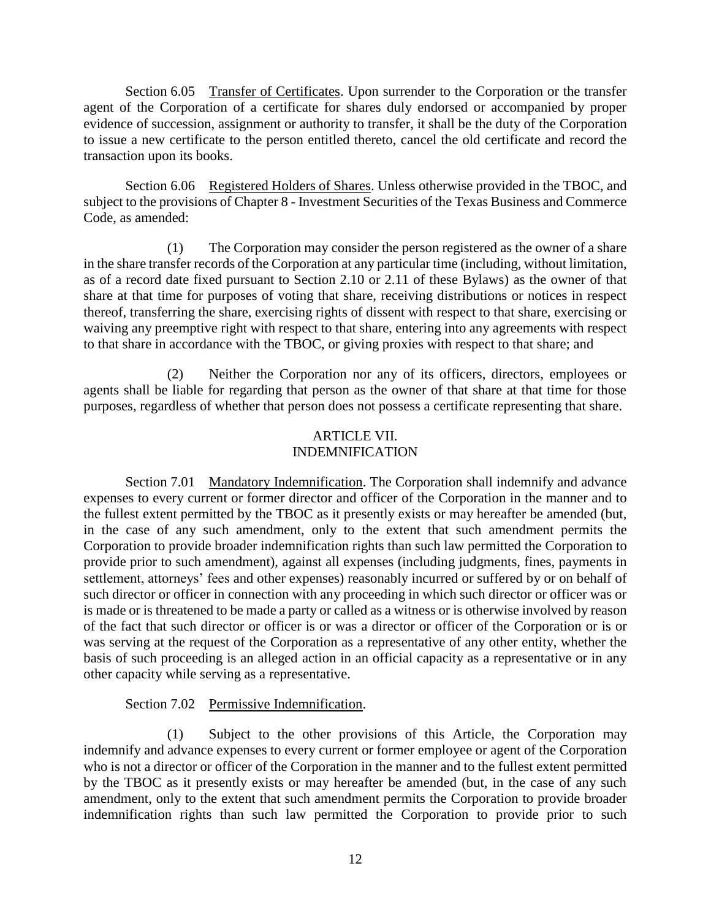Section 6.05 Transfer of Certificates. Upon surrender to the Corporation or the transfer agent of the Corporation of a certificate for shares duly endorsed or accompanied by proper evidence of succession, assignment or authority to transfer, it shall be the duty of the Corporation to issue a new certificate to the person entitled thereto, cancel the old certificate and record the transaction upon its books.

Section 6.06 Registered Holders of Shares. Unless otherwise provided in the TBOC, and subject to the provisions of Chapter 8 - Investment Securities of the Texas Business and Commerce Code, as amended:

(1) The Corporation may consider the person registered as the owner of a share in the share transfer records of the Corporation at any particular time (including, without limitation, as of a record date fixed pursuant to Section 2.10 or 2.11 of these Bylaws) as the owner of that share at that time for purposes of voting that share, receiving distributions or notices in respect thereof, transferring the share, exercising rights of dissent with respect to that share, exercising or waiving any preemptive right with respect to that share, entering into any agreements with respect to that share in accordance with the TBOC, or giving proxies with respect to that share; and

(2) Neither the Corporation nor any of its officers, directors, employees or agents shall be liable for regarding that person as the owner of that share at that time for those purposes, regardless of whether that person does not possess a certificate representing that share.

## ARTICLE VII.
## INDEMNIFICATION

Section 7.01 Mandatory Indemnification. The Corporation shall indemnify and advance expenses to every current or former director and officer of the Corporation in the manner and to the fullest extent permitted by the TBOC as it presently exists or may hereafter be amended (but, in the case of any such amendment, only to the extent that such amendment permits the Corporation to provide broader indemnification rights than such law permitted the Corporation to provide prior to such amendment), against all expenses (including judgments, fines, payments in settlement, attorneys' fees and other expenses) reasonably incurred or suffered by or on behalf of such director or officer in connection with any proceeding in which such director or officer was or is made or is threatened to be made a party or called as a witness or is otherwise involved by reason of the fact that such director or officer is or was a director or officer of the Corporation or is or was serving at the request of the Corporation as a representative of any other entity, whether the basis of such proceeding is an alleged action in an official capacity as a representative or in any other capacity while serving as a representative.

Section 7.02 Permissive Indemnification.

(1) Subject to the other provisions of this Article, the Corporation may indemnify and advance expenses to every current or former employee or agent of the Corporation who is not a director or officer of the Corporation in the manner and to the fullest extent permitted by the TBOC as it presently exists or may hereafter be amended (but, in the case of any such amendment, only to the extent that such amendment permits the Corporation to provide broader indemnification rights than such law permitted the Corporation to provide prior to such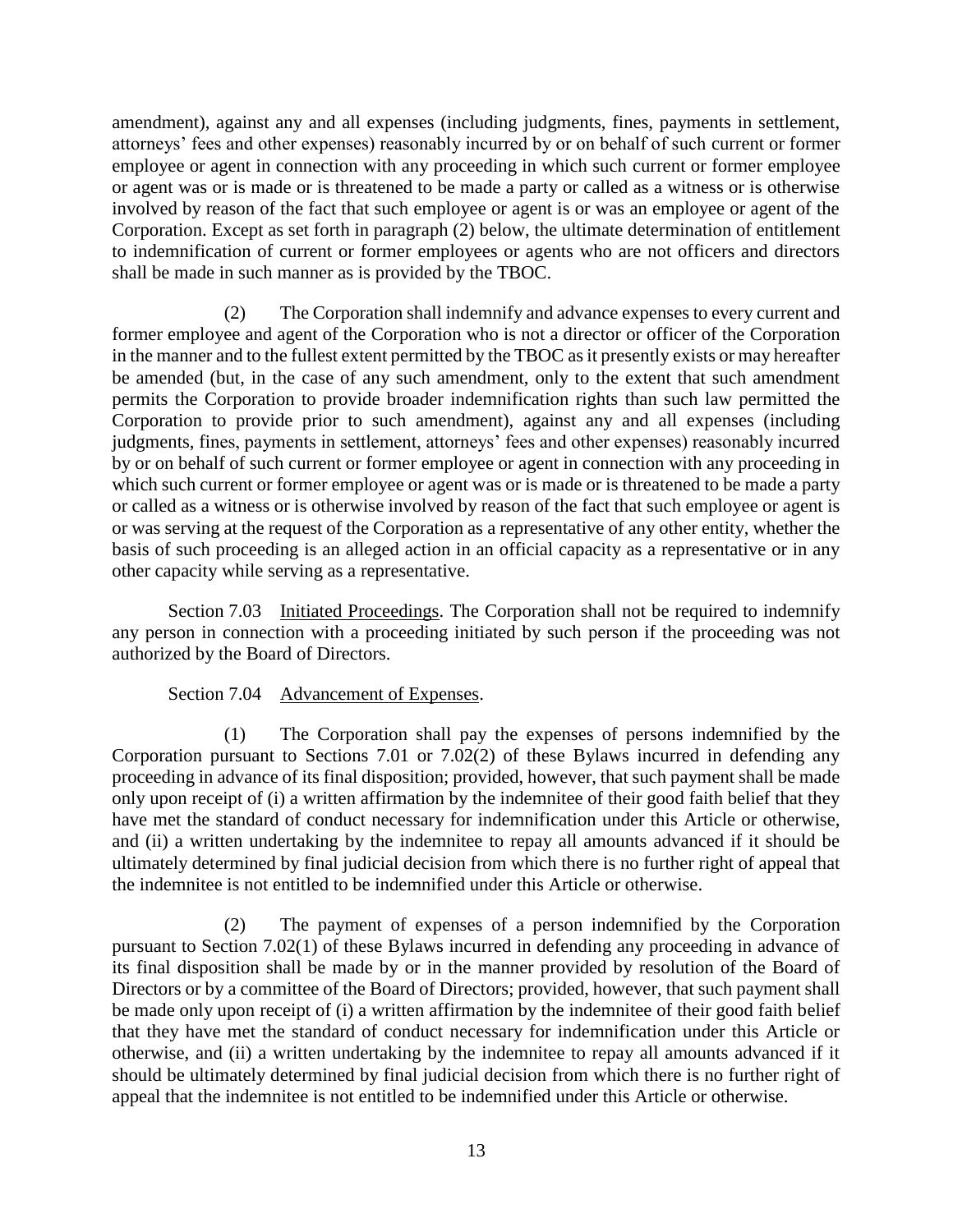amendment), against any and all expenses (including judgments, fines, payments in settlement, attorneys' fees and other expenses) reasonably incurred by or on behalf of such current or former employee or agent in connection with any proceeding in which such current or former employee or agent was or is made or is threatened to be made a party or called as a witness or is otherwise involved by reason of the fact that such employee or agent is or was an employee or agent of the Corporation. Except as set forth in paragraph (2) below, the ultimate determination of entitlement to indemnification of current or former employees or agents who are not officers and directors shall be made in such manner as is provided by the TBOC.

(2) The Corporation shall indemnify and advance expenses to every current and former employee and agent of the Corporation who is not a director or officer of the Corporation in the manner and to the fullest extent permitted by the TBOC as it presently exists or may hereafter be amended (but, in the case of any such amendment, only to the extent that such amendment permits the Corporation to provide broader indemnification rights than such law permitted the Corporation to provide prior to such amendment), against any and all expenses (including judgments, fines, payments in settlement, attorneys' fees and other expenses) reasonably incurred by or on behalf of such current or former employee or agent in connection with any proceeding in which such current or former employee or agent was or is made or is threatened to be made a party or called as a witness or is otherwise involved by reason of the fact that such employee or agent is or was serving at the request of the Corporation as a representative of any other entity, whether the basis of such proceeding is an alleged action in an official capacity as a representative or in any other capacity while serving as a representative.

Section 7.03 Initiated Proceedings. The Corporation shall not be required to indemnify any person in connection with a proceeding initiated by such person if the proceeding was not authorized by the Board of Directors.

Section 7.04 Advancement of Expenses.

(1) The Corporation shall pay the expenses of persons indemnified by the Corporation pursuant to Sections 7.01 or 7.02(2) of these Bylaws incurred in defending any proceeding in advance of its final disposition; provided, however, that such payment shall be made only upon receipt of (i) a written affirmation by the indemnitee of their good faith belief that they have met the standard of conduct necessary for indemnification under this Article or otherwise, and (ii) a written undertaking by the indemnitee to repay all amounts advanced if it should be ultimately determined by final judicial decision from which there is no further right of appeal that the indemnitee is not entitled to be indemnified under this Article or otherwise.

(2) The payment of expenses of a person indemnified by the Corporation pursuant to Section 7.02(1) of these Bylaws incurred in defending any proceeding in advance of its final disposition shall be made by or in the manner provided by resolution of the Board of Directors or by a committee of the Board of Directors; provided, however, that such payment shall be made only upon receipt of (i) a written affirmation by the indemnitee of their good faith belief that they have met the standard of conduct necessary for indemnification under this Article or otherwise, and (ii) a written undertaking by the indemnitee to repay all amounts advanced if it should be ultimately determined by final judicial decision from which there is no further right of appeal that the indemnitee is not entitled to be indemnified under this Article or otherwise.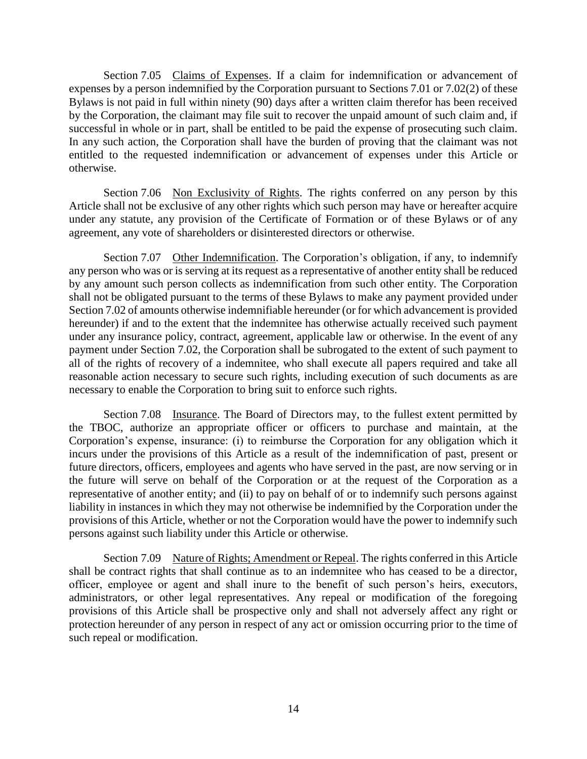Section 7.05 Claims of Expenses. If a claim for indemnification or advancement of expenses by a person indemnified by the Corporation pursuant to Sections 7.01 or 7.02(2) of these Bylaws is not paid in full within ninety (90) days after a written claim therefor has been received by the Corporation, the claimant may file suit to recover the unpaid amount of such claim and, if successful in whole or in part, shall be entitled to be paid the expense of prosecuting such claim. In any such action, the Corporation shall have the burden of proving that the claimant was not entitled to the requested indemnification or advancement of expenses under this Article or otherwise.

Section 7.06 Non Exclusivity of Rights. The rights conferred on any person by this Article shall not be exclusive of any other rights which such person may have or hereafter acquire under any statute, any provision of the Certificate of Formation or of these Bylaws or of any agreement, any vote of shareholders or disinterested directors or otherwise.

Section 7.07 Other Indemnification. The Corporation's obligation, if any, to indemnify any person who was or is serving at its request as a representative of another entity shall be reduced by any amount such person collects as indemnification from such other entity. The Corporation shall not be obligated pursuant to the terms of these Bylaws to make any payment provided under Section 7.02 of amounts otherwise indemnifiable hereunder (or for which advancement is provided hereunder) if and to the extent that the indemnitee has otherwise actually received such payment under any insurance policy, contract, agreement, applicable law or otherwise. In the event of any payment under Section 7.02, the Corporation shall be subrogated to the extent of such payment to all of the rights of recovery of a indemnitee, who shall execute all papers required and take all reasonable action necessary to secure such rights, including execution of such documents as are necessary to enable the Corporation to bring suit to enforce such rights.

Section 7.08 Insurance. The Board of Directors may, to the fullest extent permitted by the TBOC, authorize an appropriate officer or officers to purchase and maintain, at the Corporation's expense, insurance: (i) to reimburse the Corporation for any obligation which it incurs under the provisions of this Article as a result of the indemnification of past, present or future directors, officers, employees and agents who have served in the past, are now serving or in the future will serve on behalf of the Corporation or at the request of the Corporation as a representative of another entity; and (ii) to pay on behalf of or to indemnify such persons against liability in instances in which they may not otherwise be indemnified by the Corporation under the provisions of this Article, whether or not the Corporation would have the power to indemnify such persons against such liability under this Article or otherwise.

Section 7.09 Nature of Rights; Amendment or Repeal. The rights conferred in this Article shall be contract rights that shall continue as to an indemnitee who has ceased to be a director, officer, employee or agent and shall inure to the benefit of such person's heirs, executors, administrators, or other legal representatives. Any repeal or modification of the foregoing provisions of this Article shall be prospective only and shall not adversely affect any right or protection hereunder of any person in respect of any act or omission occurring prior to the time of such repeal or modification.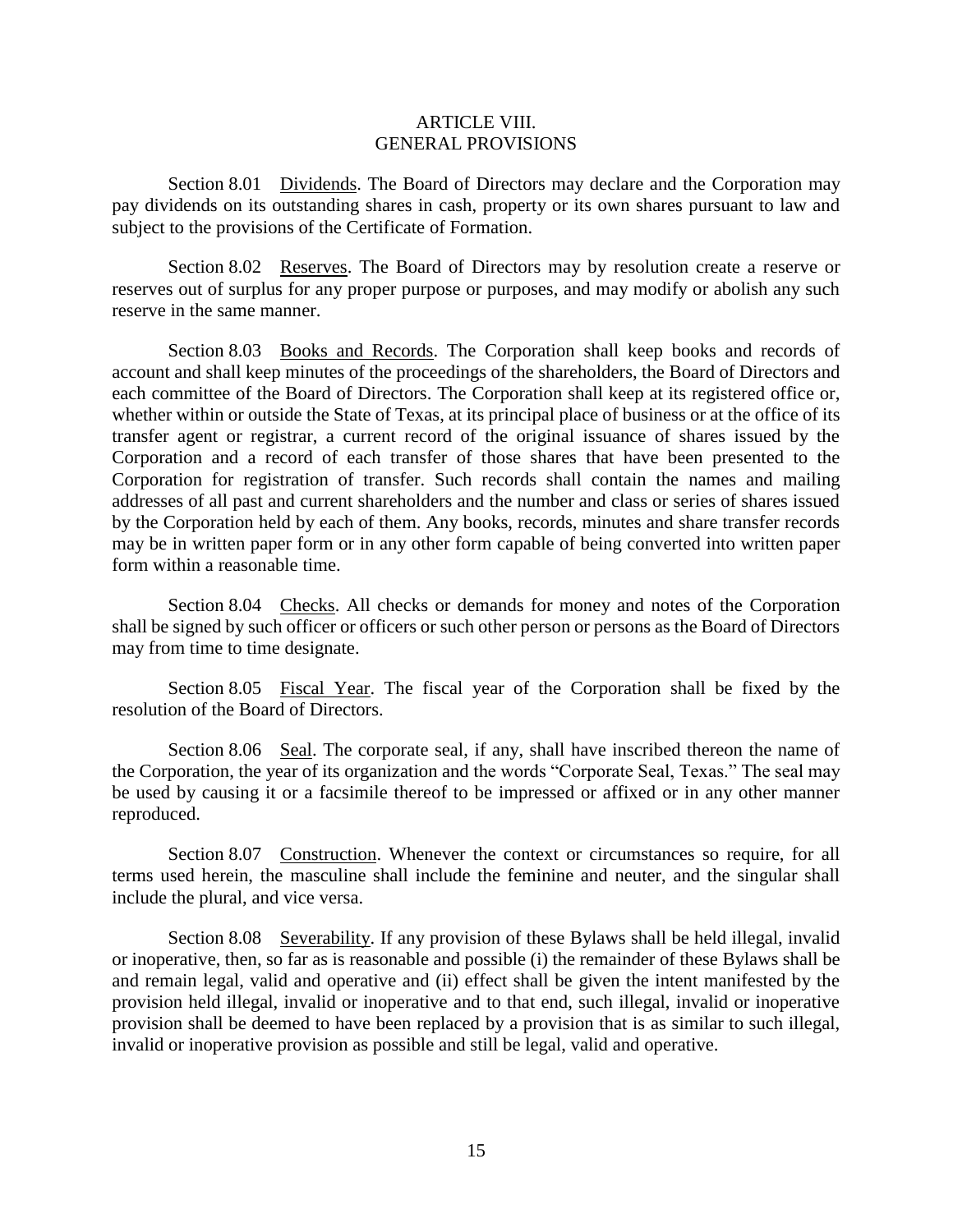# ARTICLE VIII.
# GENERAL PROVISIONS

Section 8.01 Dividends. The Board of Directors may declare and the Corporation may pay dividends on its outstanding shares in cash, property or its own shares pursuant to law and subject to the provisions of the Certificate of Formation.

Section 8.02 Reserves. The Board of Directors may by resolution create a reserve or reserves out of surplus for any proper purpose or purposes, and may modify or abolish any such reserve in the same manner.

Section 8.03 Books and Records. The Corporation shall keep books and records of account and shall keep minutes of the proceedings of the shareholders, the Board of Directors and each committee of the Board of Directors. The Corporation shall keep at its registered office or, whether within or outside the State of Texas, at its principal place of business or at the office of its transfer agent or registrar, a current record of the original issuance of shares issued by the Corporation and a record of each transfer of those shares that have been presented to the Corporation for registration of transfer. Such records shall contain the names and mailing addresses of all past and current shareholders and the number and class or series of shares issued by the Corporation held by each of them. Any books, records, minutes and share transfer records may be in written paper form or in any other form capable of being converted into written paper form within a reasonable time.

Section 8.04 Checks. All checks or demands for money and notes of the Corporation shall be signed by such officer or officers or such other person or persons as the Board of Directors may from time to time designate.

Section 8.05 Fiscal Year. The fiscal year of the Corporation shall be fixed by the resolution of the Board of Directors.

Section 8.06 Seal. The corporate seal, if any, shall have inscribed thereon the name of the Corporation, the year of its organization and the words "Corporate Seal, Texas." The seal may be used by causing it or a facsimile thereof to be impressed or affixed or in any other manner reproduced.

Section 8.07 Construction. Whenever the context or circumstances so require, for all terms used herein, the masculine shall include the feminine and neuter, and the singular shall include the plural, and vice versa.

Section 8.08 Severability. If any provision of these Bylaws shall be held illegal, invalid or inoperative, then, so far as is reasonable and possible (i) the remainder of these Bylaws shall be and remain legal, valid and operative and (ii) effect shall be given the intent manifested by the provision held illegal, invalid or inoperative and to that end, such illegal, invalid or inoperative provision shall be deemed to have been replaced by a provision that is as similar to such illegal, invalid or inoperative provision as possible and still be legal, valid and operative.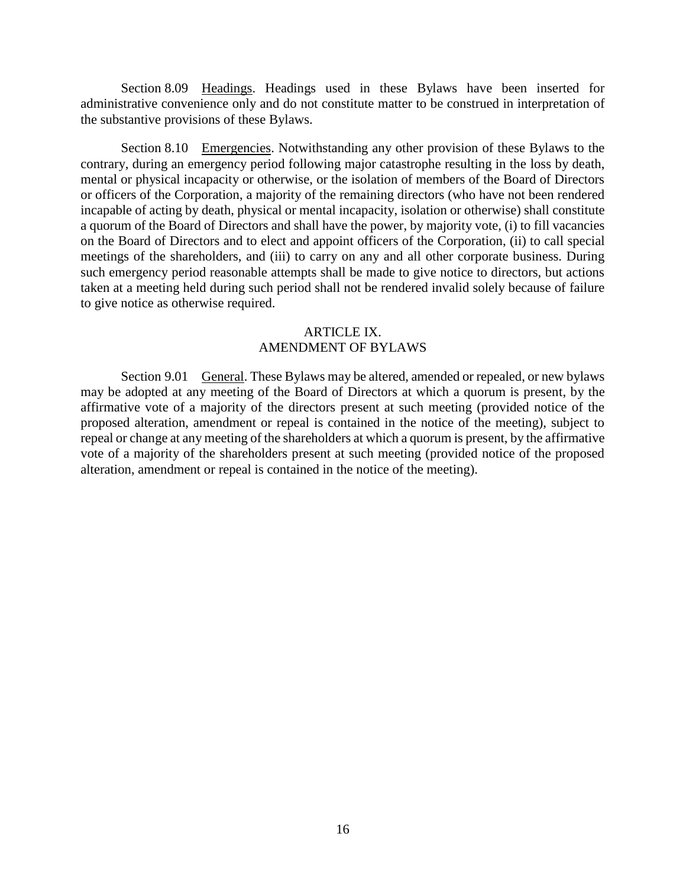Section 8.09 Headings. Headings used in these Bylaws have been inserted for administrative convenience only and do not constitute matter to be construed in interpretation of the substantive provisions of these Bylaws.

Section 8.10 Emergencies. Notwithstanding any other provision of these Bylaws to the contrary, during an emergency period following major catastrophe resulting in the loss by death, mental or physical incapacity or otherwise, or the isolation of members of the Board of Directors or officers of the Corporation, a majority of the remaining directors (who have not been rendered incapable of acting by death, physical or mental incapacity, isolation or otherwise) shall constitute a quorum of the Board of Directors and shall have the power, by majority vote, (i) to fill vacancies on the Board of Directors and to elect and appoint officers of the Corporation, (ii) to call special meetings of the shareholders, and (iii) to carry on any and all other corporate business. During such emergency period reasonable attempts shall be made to give notice to directors, but actions taken at a meeting held during such period shall not be rendered invalid solely because of failure to give notice as otherwise required.

## ARTICLE IX.
## AMENDMENT OF BYLAWS

Section 9.01 General. These Bylaws may be altered, amended or repealed, or new bylaws may be adopted at any meeting of the Board of Directors at which a quorum is present, by the affirmative vote of a majority of the directors present at such meeting (provided notice of the proposed alteration, amendment or repeal is contained in the notice of the meeting), subject to repeal or change at any meeting of the shareholders at which a quorum is present, by the affirmative vote of a majority of the shareholders present at such meeting (provided notice of the proposed alteration, amendment or repeal is contained in the notice of the meeting).